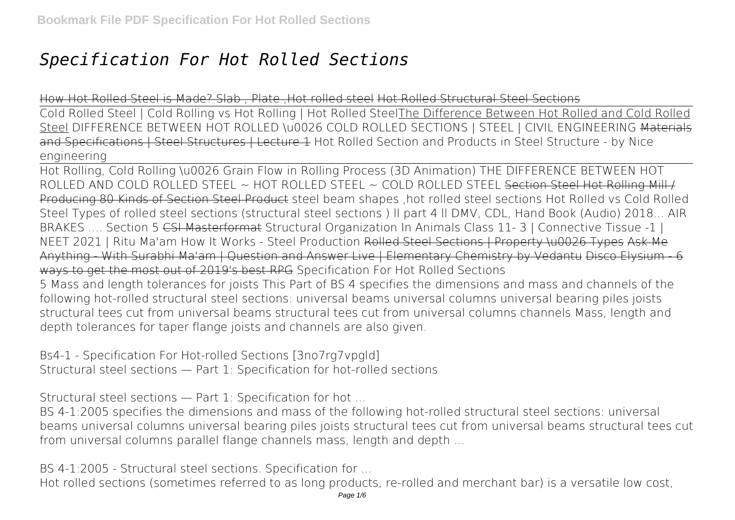# *Specification For Hot Rolled Sections*

How Hot Rolled Steel is Made? Slab , Plate ,Hot rolled steel Hot Rolled Structural Steel Sections

Cold Rolled Steel | Cold Rolling vs Hot Rolling | Hot Rolled SteelThe Difference Between Hot Rolled and Cold Rolled Steel DIFFERENCE BETWEEN HOT ROLLED \u0026 COLD ROLLED SECTIONS | STEEL | CIVIL ENGINEERING Materials and Specifications | Steel Structures | Lecture 1 Hot Rolled Section and Products in Steel Structure - by Nice engineering

Hot Rolling, Cold Rolling \u0026 Grain Flow in Rolling Process (3D Animation) THE DIFFERENCE BETWEEN HOT ROLLED AND COLD ROLLED STEEL ~ HOT ROLLED STEEL ~ COLD ROLLED STEEL Section Steel Hot Rolling Mill / Producing 80 Kinds of Section Steel Product steel beam shapes ,hot rolled steel sections Hot Rolled vs Cold Rolled Steel Types of rolled steel sections (structural steel sections ) ll part 4 ll DMV, CDL, Hand Book (Audio) 2018... AIR BRAKES .... Section 5 CSI Masterformat Structural Organization In Animals Class 11- 3 | Connective Tissue -1 | NEET 2021 | Ritu Ma'am How It Works - Steel Production Rolled Steel Sections | Property \u0026 Types Ask Me Anything - With Surabhi Ma'am | Question and Answer Live | Elementary Chemistry by Vedantu Disco Elysium - 6 ways to get the most out of 2019's best RPG **Specification For Hot Rolled Sections**

5 Mass and length tolerances for joists This Part of BS 4 specifies the dimensions and mass and channels of the following hot-rolled structural steel sections: universal beams universal columns universal bearing piles joists structural tees cut from universal beams structural tees cut from universal columns channels Mass, length and depth tolerances for taper flange joists and channels are also given.

**Bs4-1 - Specification For Hot-rolled Sections [3no7rg7vpgld]**

Structural steel sections — Part 1: Specification for hot-rolled sections

**Structural steel sections — Part 1: Specification for hot ...**

BS 4-1:2005 specifies the dimensions and mass of the following hot-rolled structural steel sections: universal beams universal columns universal bearing piles joists structural tees cut from universal beams structural tees cut from universal columns parallel flange channels mass, length and depth ...

**BS 4-1:2005 - Structural steel sections. Specification for ...**

Hot rolled sections (sometimes referred to as long products, re-rolled and merchant bar) is a versatile low cost,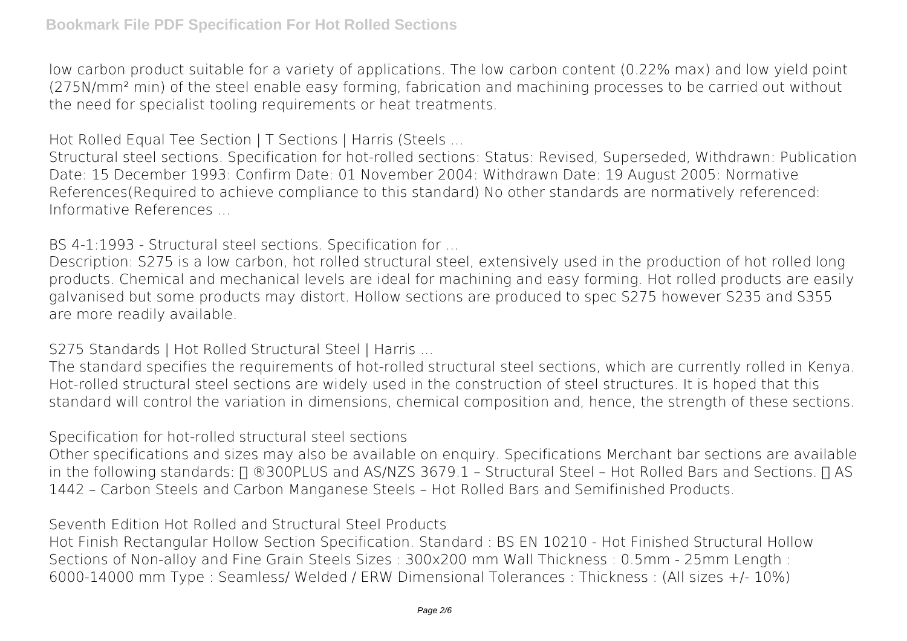low carbon product suitable for a variety of applications. The low carbon content (0.22% max) and low yield point (275N/mm² min) of the steel enable easy forming, fabrication and machining processes to be carried out without the need for specialist tooling requirements or heat treatments.

**Hot Rolled Equal Tee Section | T Sections | Harris (Steels ...**

Structural steel sections. Specification for hot-rolled sections: Status: Revised, Superseded, Withdrawn: Publication Date: 15 December 1993: Confirm Date: 01 November 2004: Withdrawn Date: 19 August 2005: Normative References(Required to achieve compliance to this standard) No other standards are normatively referenced: Informative References ...

**BS 4-1:1993 - Structural steel sections. Specification for ...**

Description: S275 is a low carbon, hot rolled structural steel, extensively used in the production of hot rolled long products. Chemical and mechanical levels are ideal for machining and easy forming. Hot rolled products are easily galvanised but some products may distort. Hollow sections are produced to spec S275 however S235 and S355 are more readily available.

**S275 Standards | Hot Rolled Structural Steel | Harris ...**

The standard specifies the requirements of hot-rolled structural steel sections, which are currently rolled in Kenya. Hot-rolled structural steel sections are widely used in the construction of steel structures. It is hoped that this standard will control the variation in dimensions, chemical composition and, hence, the strength of these sections.

**Specification for hot-rolled structural steel sections**

Other specifications and sizes may also be available on enquiry. Specifications Merchant bar sections are available in the following standards: ®300PLUS and AS/NZS 3679.1 – Structural Steel – Hot Rolled Bars and Sections. AS 1442 – Carbon Steels and Carbon Manganese Steels – Hot Rolled Bars and Semifinished Products.

**Seventh Edition Hot Rolled and Structural Steel Products**

Hot Finish Rectangular Hollow Section Specification. Standard : BS EN 10210 - Hot Finished Structural Hollow Sections of Non-alloy and Fine Grain Steels Sizes : 300x200 mm Wall Thickness : 0.5mm - 25mm Length : 6000-14000 mm Type : Seamless/ Welded / ERW Dimensional Tolerances : Thickness : (All sizes +/- 10%)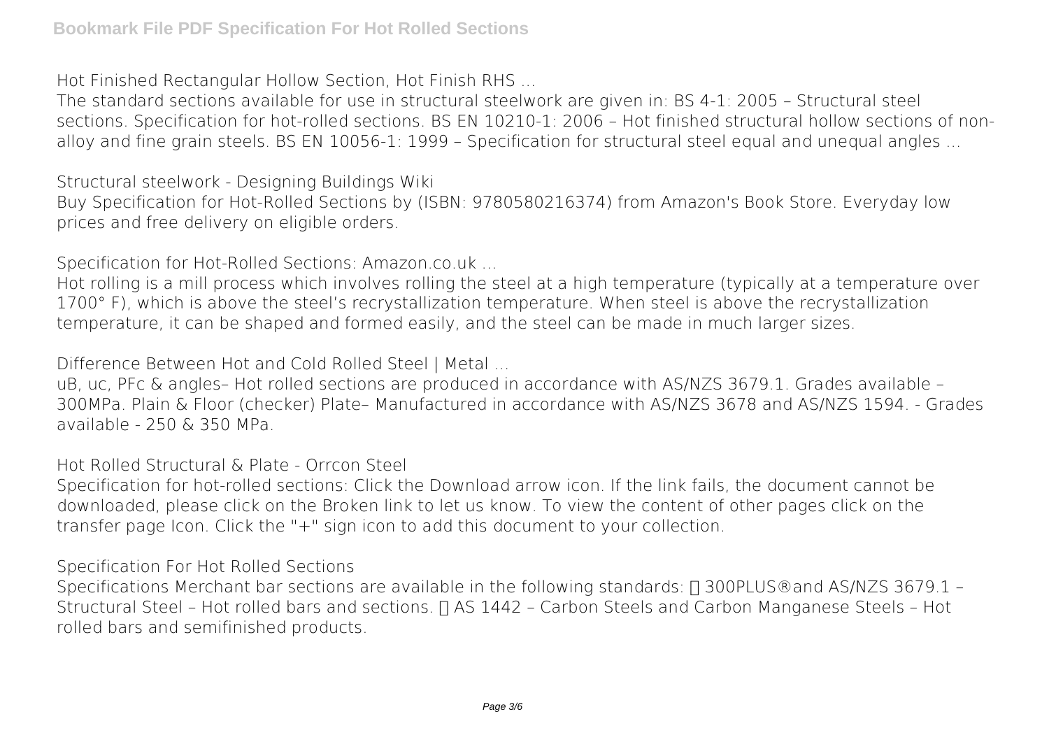**Hot Finished Rectangular Hollow Section, Hot Finish RHS ...**

The standard sections available for use in structural steelwork are given in: BS 4-1: 2005 – Structural steel sections. Specification for hot-rolled sections. BS EN 10210-1: 2006 – Hot finished structural hollow sections of non-alloy and fine grain steels. BS EN 10056-1: 1999 – Specification for structural steel equal and unequal angles ...

**Structural steelwork - Designing Buildings Wiki**

Buy Specification for Hot-Rolled Sections by (ISBN: 9780580216374) from Amazon's Book Store. Everyday low prices and free delivery on eligible orders.

**Specification for Hot-Rolled Sections: Amazon.co.uk ...**

Hot rolling is a mill process which involves rolling the steel at a high temperature (typically at a temperature over 1700° F), which is above the steel's recrystallization temperature. When steel is above the recrystallization temperature, it can be shaped and formed easily, and the steel can be made in much larger sizes.

**Difference Between Hot and Cold Rolled Steel | Metal ...**

uB, uc, PFc & angles– Hot rolled sections are produced in accordance with AS/NZS 3679.1. Grades available – 300MPa. Plain & Floor (checker) Plate– Manufactured in accordance with AS/NZS 3678 and AS/NZS 1594. - Grades available - 250 & 350 MPa.

**Hot Rolled Structural & Plate - Orrcon Steel**

Specification for hot-rolled sections: Click the Download arrow icon. If the link fails, the document cannot be downloaded, please click on the Broken link to let us know. To view the content of other pages click on the transfer page Icon. Click the "+" sign icon to add this document to your collection.

**Specification For Hot Rolled Sections**

Specifications Merchant bar sections are available in the following standards:  300PLUS® and AS/NZS 3679.1 – Structural Steel – Hot rolled bars and sections.  AS 1442 – Carbon Steels and Carbon Manganese Steels – Hot rolled bars and semifinished products.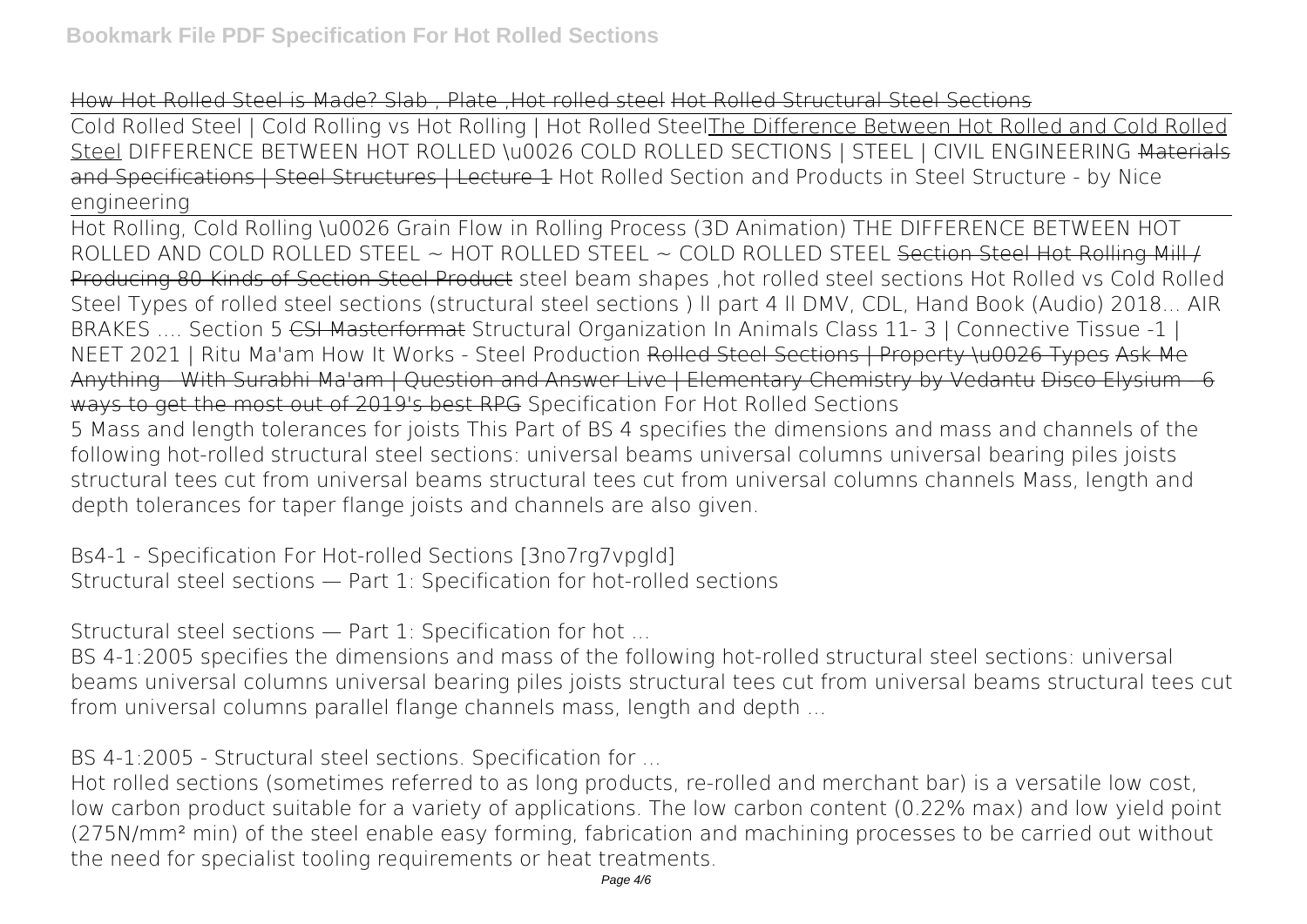How Hot Rolled Steel is Made? Slab , Plate ,Hot rolled steel Hot Rolled Structural Steel Sections

Cold Rolled Steel | Cold Rolling vs Hot Rolling | Hot Rolled SteelThe Difference Between Hot Rolled and Cold Rolled Steel DIFFERENCE BETWEEN HOT ROLLED \u0026 COLD ROLLED SECTIONS | STEEL | CIVIL ENGINEERING Materials and Specifications | Steel Structures | Lecture 1 Hot Rolled Section and Products in Steel Structure - by Nice engineering

Hot Rolling, Cold Rolling \u0026 Grain Flow in Rolling Process (3D Animation) THE DIFFERENCE BETWEEN HOT ROLLED AND COLD ROLLED STEEL ~ HOT ROLLED STEEL ~ COLD ROLLED STEEL Section Steel Hot Rolling Mill / Producing 80 Kinds of Section Steel Product steel beam shapes ,hot rolled steel sections Hot Rolled vs Cold Rolled Steel Types of rolled steel sections (structural steel sections ) ll part 4 ll DMV, CDL, Hand Book (Audio) 2018... AIR BRAKES .... Section 5 CSI Masterformat Structural Organization In Animals Class 11- 3 | Connective Tissue -1 | NEET 2021 | Ritu Ma'am How It Works - Steel Production Rolled Steel Sections | Property \u0026 Types Ask Me Anything - With Surabhi Ma'am | Question and Answer Live | Elementary Chemistry by Vedantu Disco Elysium - 6 ways to get the most out of 2019's best RPG Specification For Hot Rolled Sections

5 Mass and length tolerances for joists This Part of BS 4 specifies the dimensions and mass and channels of the following hot-rolled structural steel sections: universal beams universal columns universal bearing piles joists structural tees cut from universal beams structural tees cut from universal columns channels Mass, length and depth tolerances for taper flange joists and channels are also given.

Bs4-1 - Specification For Hot-rolled Sections [3no7rg7vpgld]

Structural steel sections — Part 1: Specification for hot-rolled sections

Structural steel sections — Part 1: Specification for hot ...

BS 4-1:2005 specifies the dimensions and mass of the following hot-rolled structural steel sections: universal beams universal columns universal bearing piles joists structural tees cut from universal beams structural tees cut from universal columns parallel flange channels mass, length and depth ...

BS 4-1:2005 - Structural steel sections. Specification for ...

Hot rolled sections (sometimes referred to as long products, re-rolled and merchant bar) is a versatile low cost, low carbon product suitable for a variety of applications. The low carbon content (0.22% max) and low yield point (275N/mm² min) of the steel enable easy forming, fabrication and machining processes to be carried out without the need for specialist tooling requirements or heat treatments.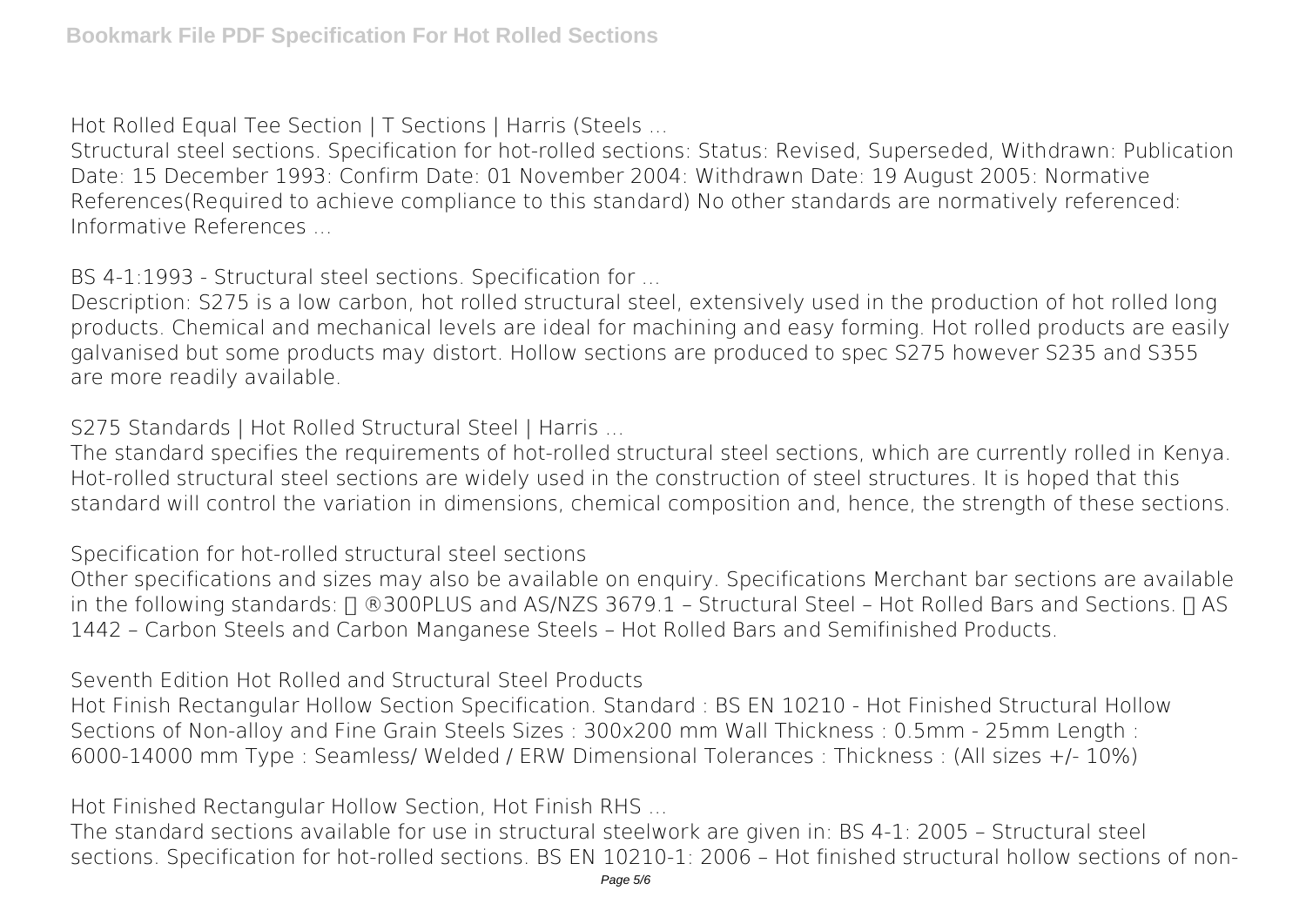**Hot Rolled Equal Tee Section | T Sections | Harris (Steels ...**

Structural steel sections. Specification for hot-rolled sections: Status: Revised, Superseded, Withdrawn: Publication Date: 15 December 1993: Confirm Date: 01 November 2004: Withdrawn Date: 19 August 2005: Normative References(Required to achieve compliance to this standard) No other standards are normatively referenced: Informative References ...

**BS 4-1:1993 - Structural steel sections. Specification for ...**

Description: S275 is a low carbon, hot rolled structural steel, extensively used in the production of hot rolled long products. Chemical and mechanical levels are ideal for machining and easy forming. Hot rolled products are easily galvanised but some products may distort. Hollow sections are produced to spec S275 however S235 and S355 are more readily available.

**S275 Standards | Hot Rolled Structural Steel | Harris ...**

The standard specifies the requirements of hot-rolled structural steel sections, which are currently rolled in Kenya. Hot-rolled structural steel sections are widely used in the construction of steel structures. It is hoped that this standard will control the variation in dimensions, chemical composition and, hence, the strength of these sections.

**Specification for hot-rolled structural steel sections**

Other specifications and sizes may also be available on enquiry. Specifications Merchant bar sections are available in the following standards: ®300PLUS and AS/NZS 3679.1 – Structural Steel – Hot Rolled Bars and Sections. AS 1442 – Carbon Steels and Carbon Manganese Steels – Hot Rolled Bars and Semifinished Products.

**Seventh Edition Hot Rolled and Structural Steel Products**

Hot Finish Rectangular Hollow Section Specification. Standard : BS EN 10210 - Hot Finished Structural Hollow Sections of Non-alloy and Fine Grain Steels Sizes : 300x200 mm Wall Thickness : 0.5mm - 25mm Length : 6000-14000 mm Type : Seamless/ Welded / ERW Dimensional Tolerances : Thickness : (All sizes +/- 10%)

**Hot Finished Rectangular Hollow Section, Hot Finish RHS ...**

The standard sections available for use in structural steelwork are given in: BS 4-1: 2005 – Structural steel sections. Specification for hot-rolled sections. BS EN 10210-1: 2006 – Hot finished structural hollow sections of non-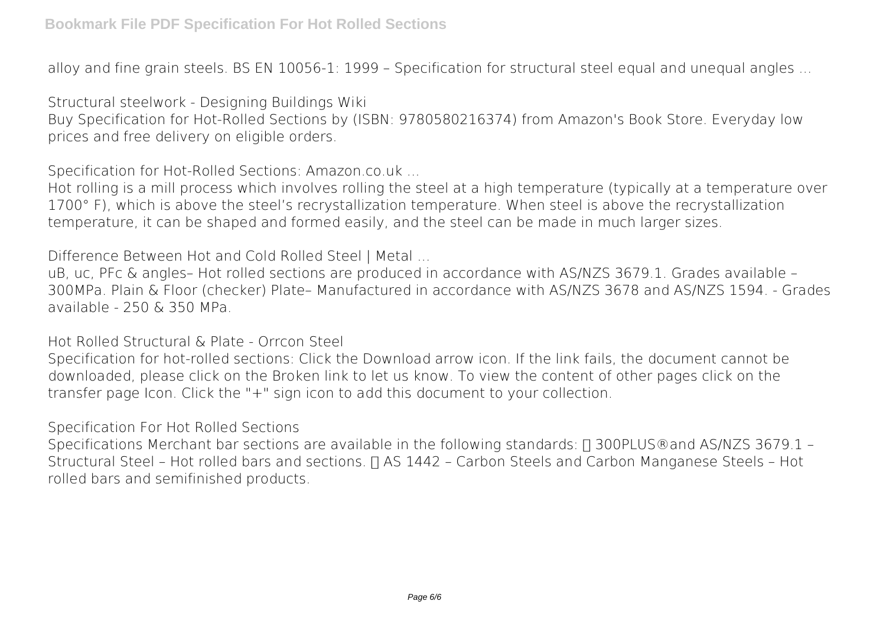alloy and fine grain steels. BS EN 10056-1: 1999 – Specification for structural steel equal and unequal angles ...

**Structural steelwork - Designing Buildings Wiki**

Buy Specification for Hot-Rolled Sections by (ISBN: 9780580216374) from Amazon's Book Store. Everyday low prices and free delivery on eligible orders.

**Specification for Hot-Rolled Sections: Amazon.co.uk ...**

Hot rolling is a mill process which involves rolling the steel at a high temperature (typically at a temperature over 1700° F), which is above the steel's recrystallization temperature. When steel is above the recrystallization temperature, it can be shaped and formed easily, and the steel can be made in much larger sizes.

**Difference Between Hot and Cold Rolled Steel | Metal ...**

uB, uc, PFc & angles– Hot rolled sections are produced in accordance with AS/NZS 3679.1. Grades available – 300MPa. Plain & Floor (checker) Plate– Manufactured in accordance with AS/NZS 3678 and AS/NZS 1594. - Grades available - 250 & 350 MPa.

**Hot Rolled Structural & Plate - Orrcon Steel**

Specification for hot-rolled sections: Click the Download arrow icon. If the link fails, the document cannot be downloaded, please click on the Broken link to let us know. To view the content of other pages click on the transfer page Icon. Click the "+" sign icon to add this document to your collection.

**Specification For Hot Rolled Sections**

Specifications Merchant bar sections are available in the following standards:  300PLUS®and AS/NZS 3679.1 – Structural Steel – Hot rolled bars and sections.  AS 1442 – Carbon Steels and Carbon Manganese Steels – Hot rolled bars and semifinished products.